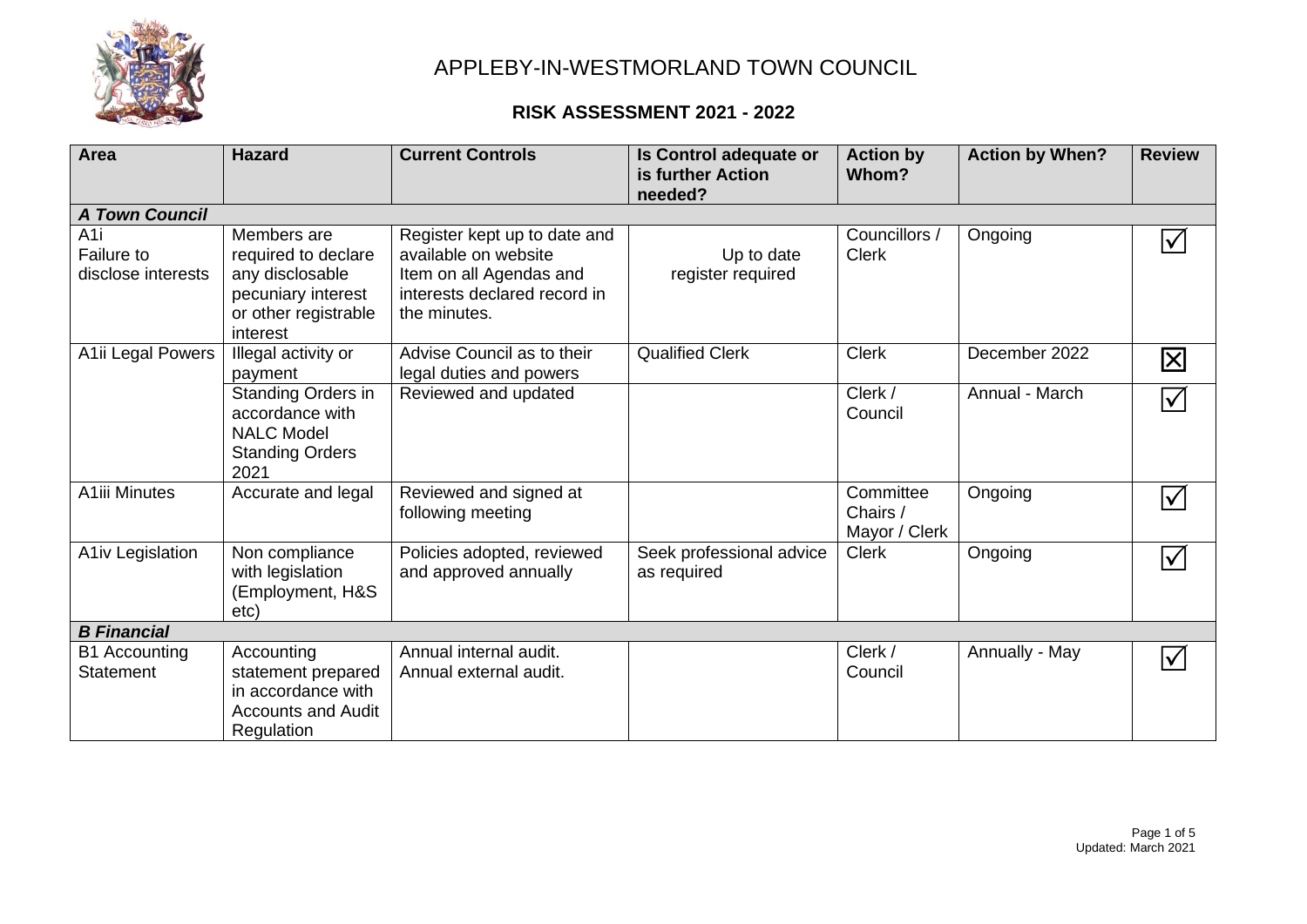# APPLEBY-IN-WESTMORLAND TOWN COUNCIL

## RISK ASSESSMENT 2021 - 2022

| Area | Hazard | Current Controls | Is Control adequate or is further Action needed? | Action by Whom? | Action by When? | Review |
|---|---|---|---|---|---|---|
| ***A Town Council*** | | | | | | |
| A1i Failure to disclose interests | Members are required to declare any disclosable pecuniary interest or other registrable interest | Register kept up to date and available on website Item on all Agendas and interests declared record in the minutes. | Up to date register required | Councillors / Clerk | Ongoing | ☑ |
| A1ii Legal Powers | Illegal activity or payment | Advise Council as to their legal duties and powers | Qualified Clerk | Clerk | December 2022 | ☒ |
| | Standing Orders in accordance with NALC Model Standing Orders 2021 | Reviewed and updated | | Clerk / Council | Annual - March | ☑ |
| A1iii Minutes | Accurate and legal | Reviewed and signed at following meeting | | Committee Chairs / Mayor / Clerk | Ongoing | ☑ |
| A1iv Legislation | Non compliance with legislation (Employment, H&S etc) | Policies adopted, reviewed and approved annually | Seek professional advice as required | Clerk | Ongoing | ☑ |
| ***B Financial*** | | | | | | |
| B1 Accounting Statement | Accounting statement prepared in accordance with Accounts and Audit Regulation | Annual internal audit. Annual external audit. | | Clerk / Council | Annually - May | ☑ |

Updated: March 2021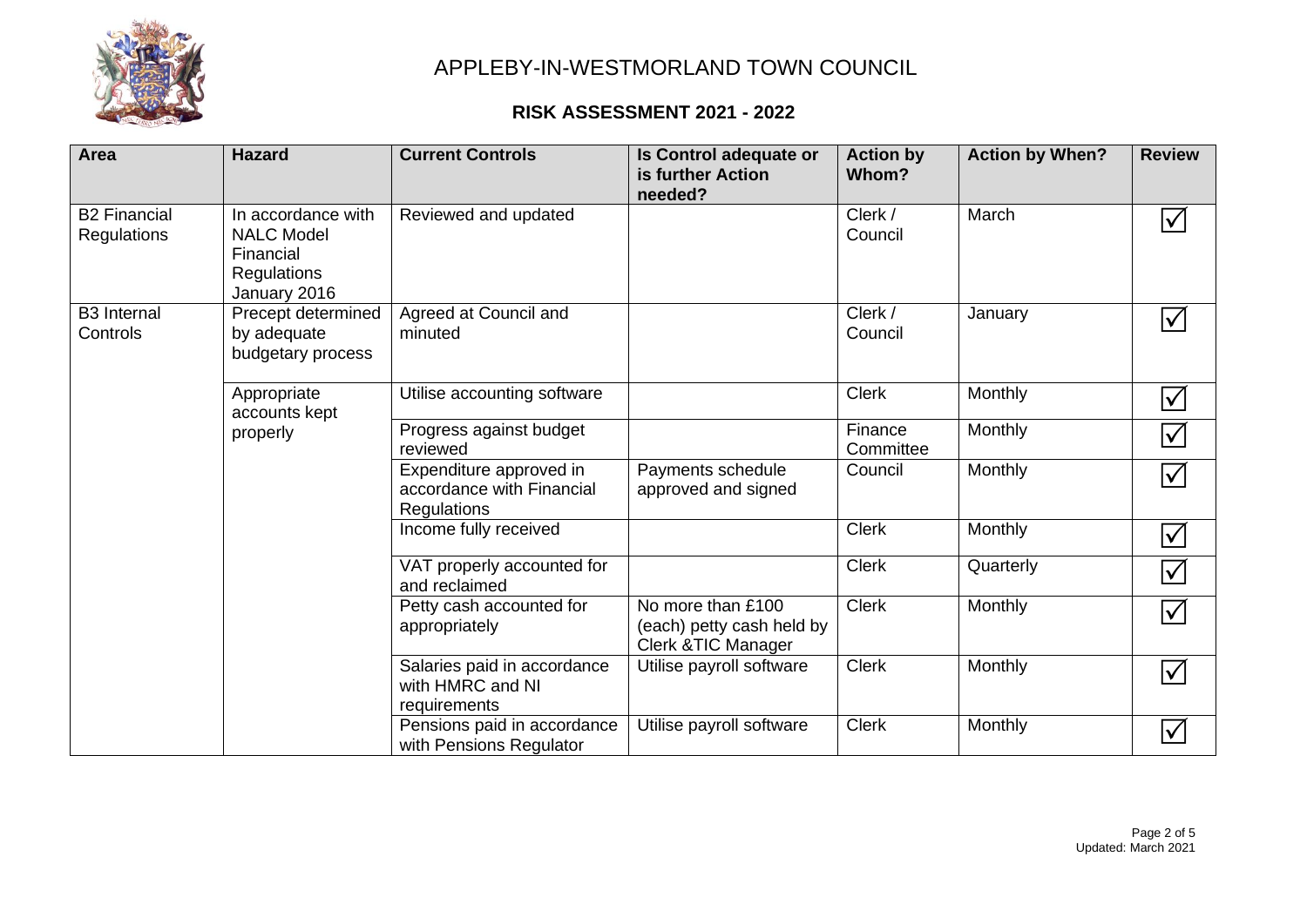# APPLEBY-IN-WESTMORLAND TOWN COUNCIL

## RISK ASSESSMENT 2021 - 2022

| Area | Hazard | Current Controls | Is Control adequate or is further Action needed? | Action by Whom? | Action by When? | Review |
|---|---|---|---|---|---|---|
| B2 Financial Regulations | In accordance with NALC Model Financial Regulations January 2016 | Reviewed and updated | | Clerk / Council | March | ☑ |
| B3 Internal Controls | Precept determined by adequate budgetary process | Agreed at Council and minuted | | Clerk / Council | January | ☑ |
| | Appropriate accounts kept properly | Utilise accounting software | | Clerk | Monthly | ☑ |
| | | Progress against budget reviewed | | Finance Committee | Monthly | ☑ |
| | | Expenditure approved in accordance with Financial Regulations | Payments schedule approved and signed | Council | Monthly | ☑ |
| | | Income fully received | | Clerk | Monthly | ☑ |
| | | VAT properly accounted for and reclaimed | | Clerk | Quarterly | ☑ |
| | | Petty cash accounted for appropriately | No more than £100 (each) petty cash held by Clerk &TIC Manager | Clerk | Monthly | ☑ |
| | | Salaries paid in accordance with HMRC and NI requirements | Utilise payroll software | Clerk | Monthly | ☑ |
| | | Pensions paid in accordance with Pensions Regulator | Utilise payroll software | Clerk | Monthly | ☑ |

Updated: March 2021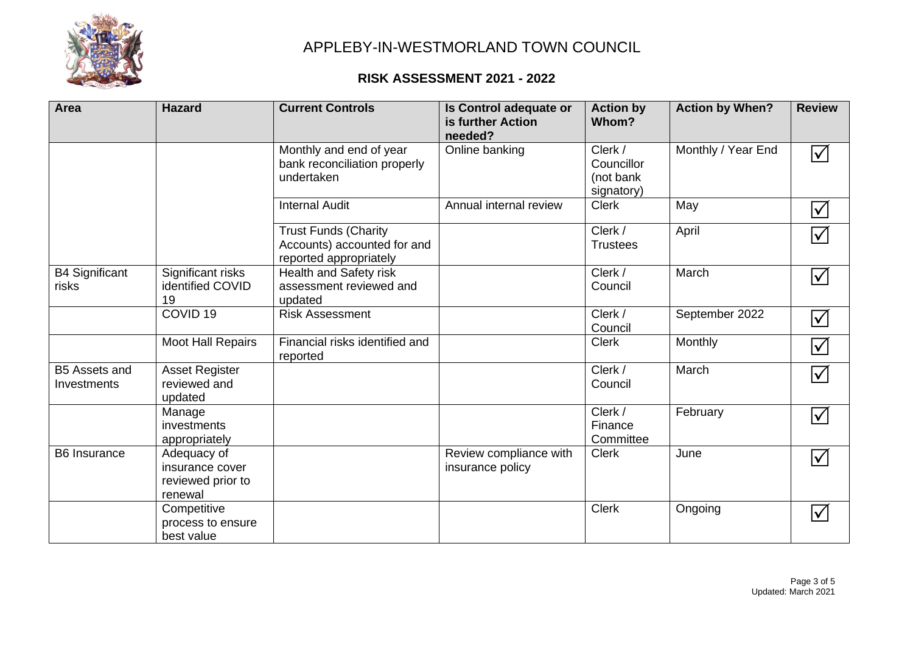# APPLEBY-IN-WESTMORLAND TOWN COUNCIL

## RISK ASSESSMENT 2021 - 2022

| Area | Hazard | Current Controls | Is Control adequate or is further Action needed? | Action by Whom? | Action by When? | Review |
|---|---|---|---|---|---|---|
| | | Monthly and end of year bank reconciliation properly undertaken | Online banking | Clerk / Councillor (not bank signatory) | Monthly / Year End | ☑ |
| | | Internal Audit | Annual internal review | Clerk | May | ☑ |
| | | Trust Funds (Charity Accounts) accounted for and reported appropriately | | Clerk / Trustees | April | ☑ |
| B4 Significant risks | Significant risks identified COVID 19 | Health and Safety risk assessment reviewed and updated | | Clerk / Council | March | ☑ |
| | COVID 19 | Risk Assessment | | Clerk / Council | September 2022 | ☑ |
| | Moot Hall Repairs | Financial risks identified and reported | | Clerk | Monthly | ☑ |
| B5 Assets and Investments | Asset Register reviewed and updated | | | Clerk / Council | March | ☑ |
| | Manage investments appropriately | | | Clerk / Finance Committee | February | ☑ |
| B6 Insurance | Adequacy of insurance cover reviewed prior to renewal | | Review compliance with insurance policy | Clerk | June | ☑ |
| | Competitive process to ensure best value | | | Clerk | Ongoing | ☑ |

Updated: March 2021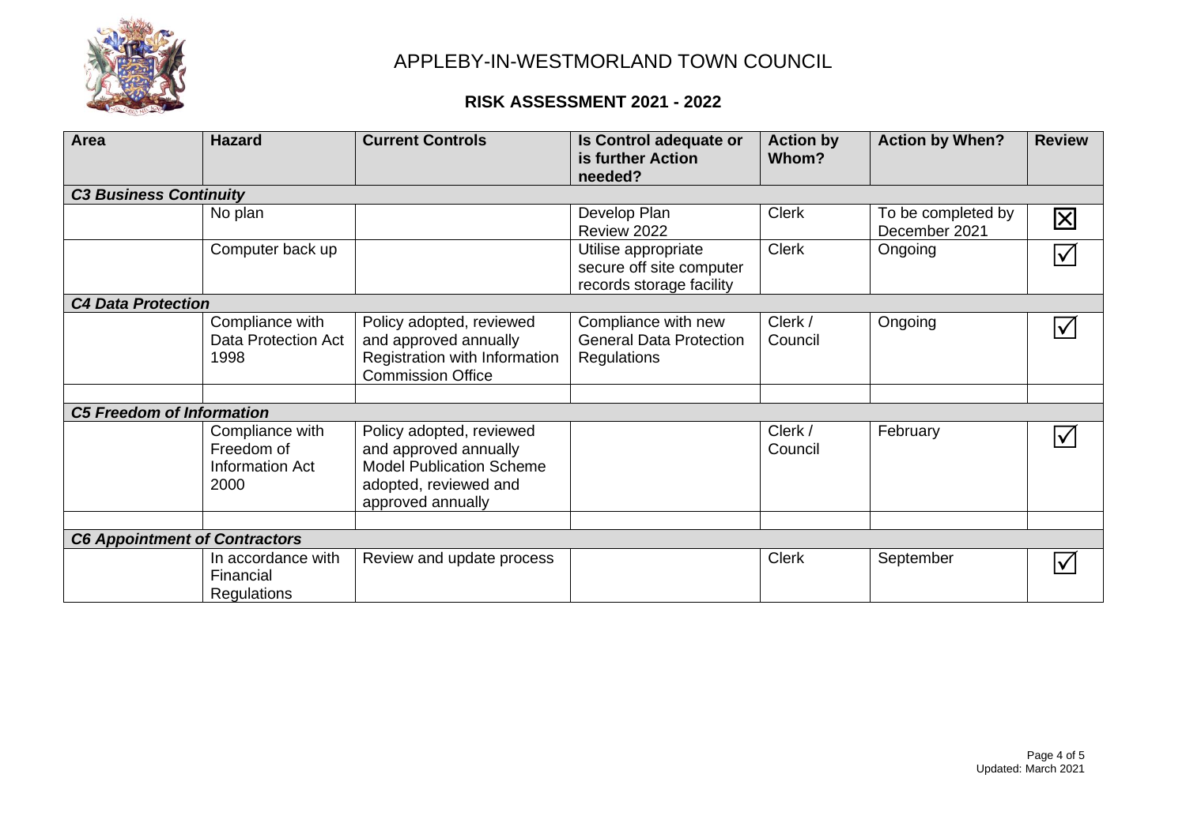# APPLEBY-IN-WESTMORLAND TOWN COUNCIL

## RISK ASSESSMENT 2021 - 2022

| Area | Hazard | Current Controls | Is Control adequate or is further Action needed? | Action by Whom? | Action by When? | Review |
|---|---|---|---|---|---|---|
| ***C3 Business Continuity*** | | | | | | |
| | No plan | | Develop Plan<br>Review 2022 | Clerk | To be completed by December 2021 | ☒ |
| | Computer back up | | Utilise appropriate secure off site computer records storage facility | Clerk | Ongoing | ☑ |
| ***C4 Data Protection*** | | | | | | |
| | Compliance with Data Protection Act 1998 | Policy adopted, reviewed and approved annually<br>Registration with Information Commission Office | Compliance with new General Data Protection Regulations | Clerk / Council | Ongoing | ☑ |
| | | | | | | |
| ***C5 Freedom of Information*** | | | | | | |
| | Compliance with Freedom of Information Act 2000 | Policy adopted, reviewed and approved annually<br>Model Publication Scheme adopted, reviewed and approved annually | | Clerk / Council | February | ☑ |
| | | | | | | |
| ***C6 Appointment of Contractors*** | | | | | | |
| | In accordance with Financial Regulations | Review and update process | | Clerk | September | ☑ |

Updated: March 2021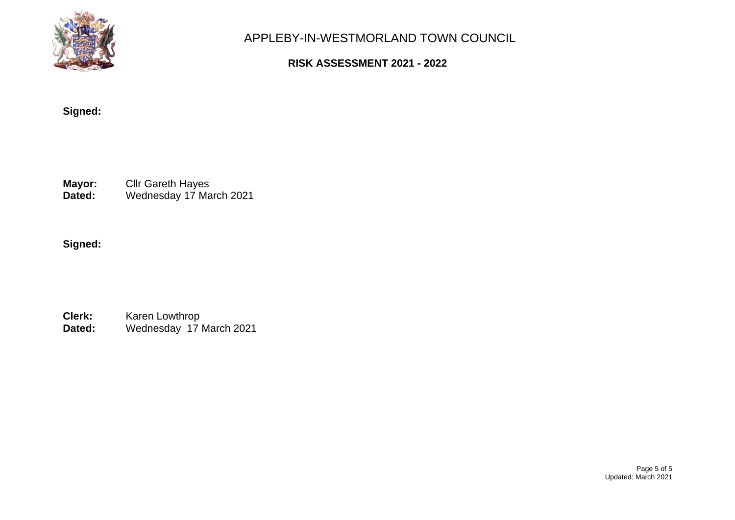# APPLEBY-IN-WESTMORLAND TOWN COUNCIL

## RISK ASSESSMENT 2021 - 2022

**Signed:**

**Mayor:** Cllr Gareth Hayes
**Dated:** Wednesday 17 March 2021

**Signed:**

**Clerk:** Karen Lowthrop
**Dated:** Wednesday 17 March 2021

Updated: March 2021